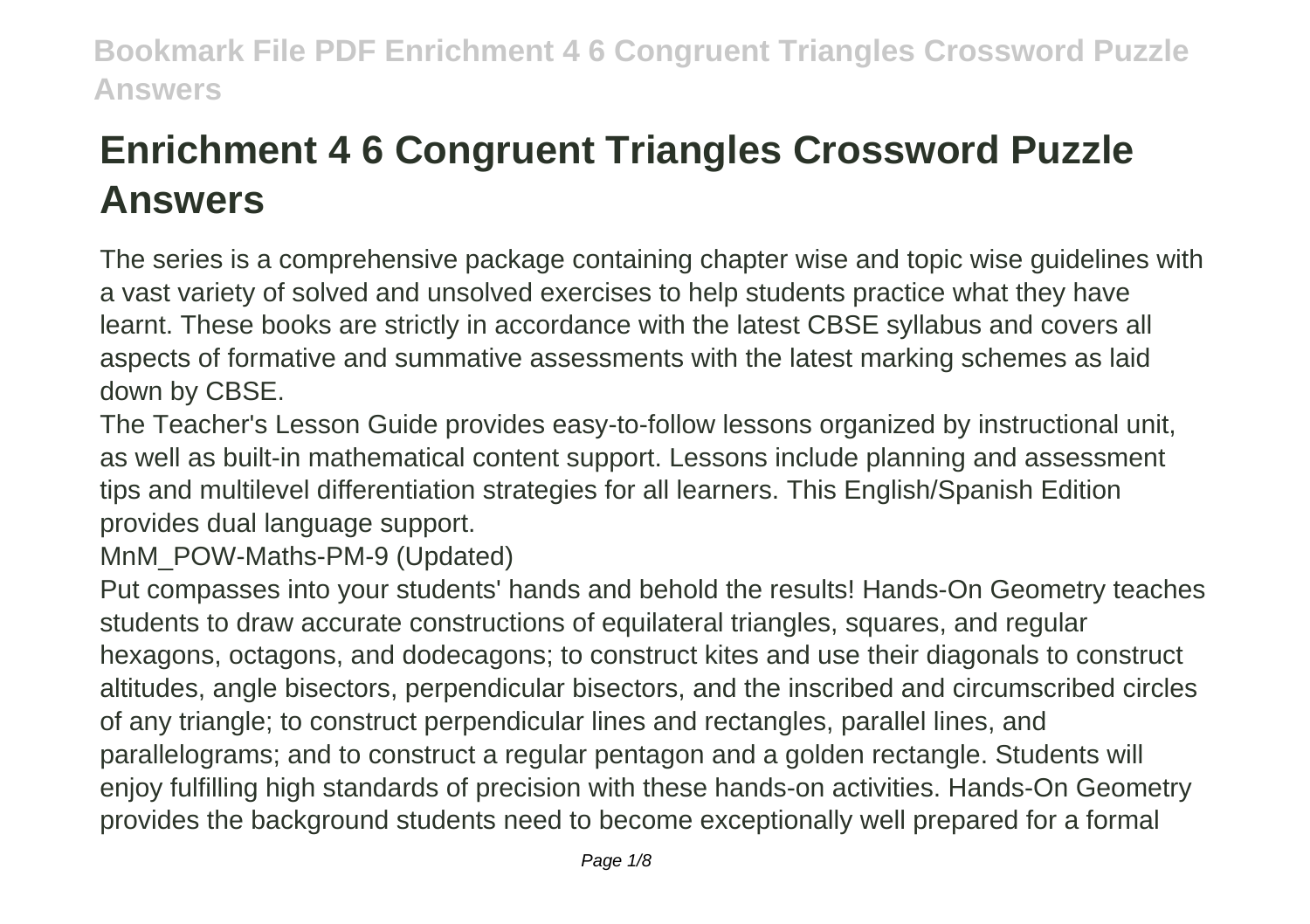# Enrichment 4 6 Congruent Triangles Crossword Puzzle Answers

The series is a comprehensive package containing chapter wise and topic wise guidelines with a vast variety of solved and unsolved exercises to help students practice what they have learnt. These books are strictly in accordance with the latest CBSE syllabus and covers all aspects of formative and summative assessments with the latest marking schemes as laid down by CBSE.

The Teacher's Lesson Guide provides easy-to-follow lessons organized by instructional unit, as well as built-in mathematical content support. Lessons include planning and assessment tips and multilevel differentiation strategies for all learners. This English/Spanish Edition provides dual language support.

MnM_POW-Maths-PM-9 (Updated)

Put compasses into your students' hands and behold the results! Hands-On Geometry teaches students to draw accurate constructions of equilateral triangles, squares, and regular hexagons, octagons, and dodecagons; to construct kites and use their diagonals to construct altitudes, angle bisectors, perpendicular bisectors, and the inscribed and circumscribed circles of any triangle; to construct perpendicular lines and rectangles, parallel lines, and parallelograms; and to construct a regular pentagon and a golden rectangle. Students will enjoy fulfilling high standards of precision with these hands-on activities. Hands-On Geometry provides the background students need to become exceptionally well prepared for a formal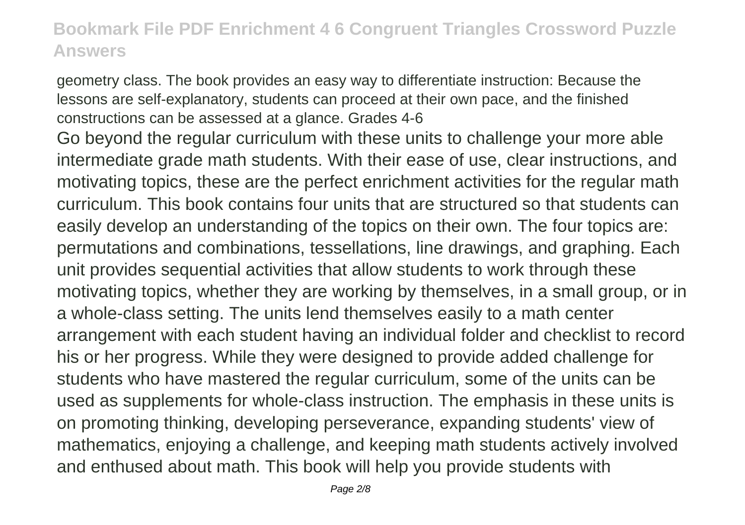geometry class. The book provides an easy way to differentiate instruction: Because the lessons are self-explanatory, students can proceed at their own pace, and the finished constructions can be assessed at a glance. Grades 4-6

Go beyond the regular curriculum with these units to challenge your more able intermediate grade math students. With their ease of use, clear instructions, and motivating topics, these are the perfect enrichment activities for the regular math curriculum. This book contains four units that are structured so that students can easily develop an understanding of the topics on their own. The four topics are: permutations and combinations, tessellations, line drawings, and graphing. Each unit provides sequential activities that allow students to work through these motivating topics, whether they are working by themselves, in a small group, or in a whole-class setting. The units lend themselves easily to a math center arrangement with each student having an individual folder and checklist to record his or her progress. While they were designed to provide added challenge for students who have mastered the regular curriculum, some of the units can be used as supplements for whole-class instruction. The emphasis in these units is on promoting thinking, developing perseverance, expanding students' view of mathematics, enjoying a challenge, and keeping math students actively involved and enthused about math. This book will help you provide students with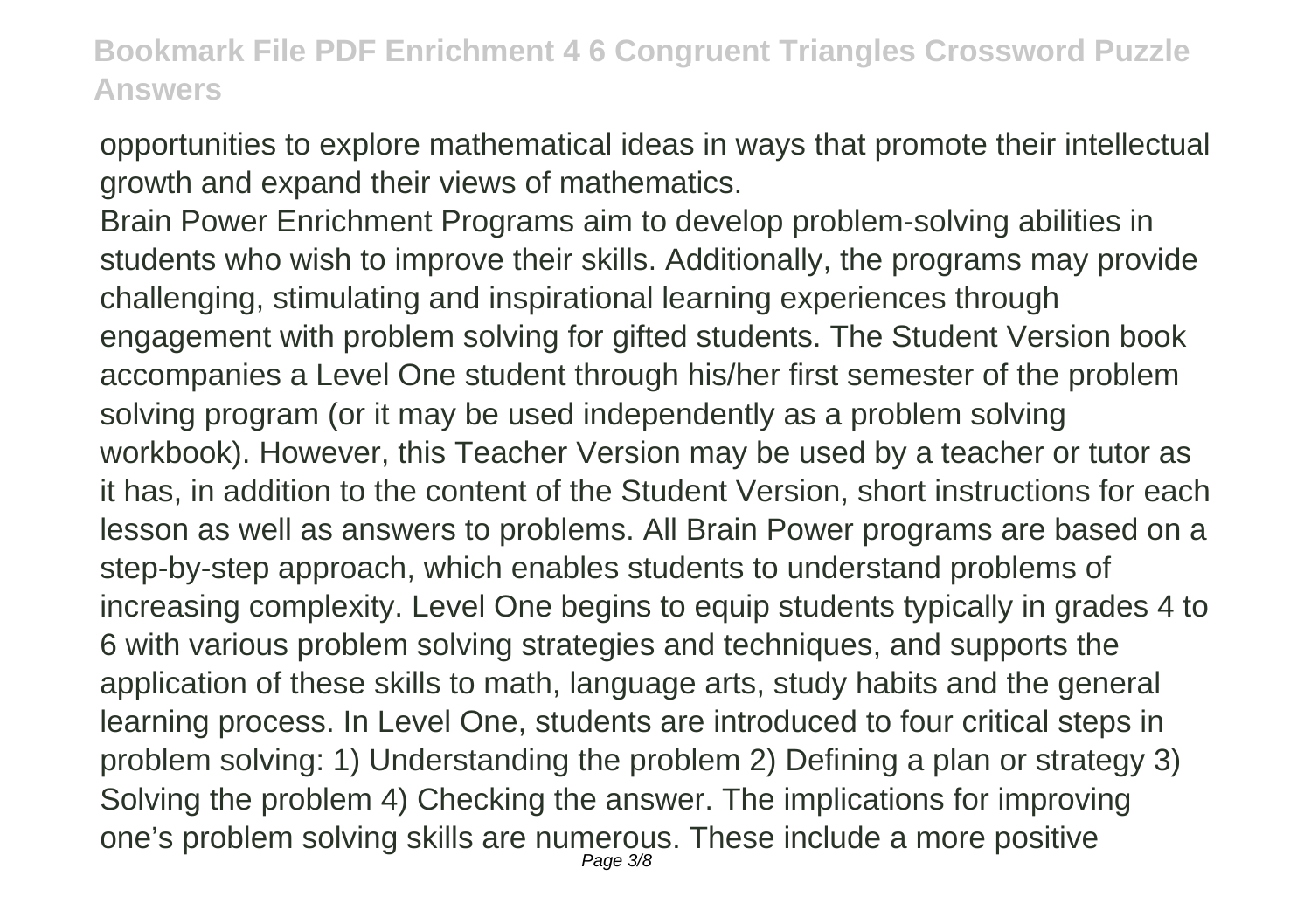opportunities to explore mathematical ideas in ways that promote their intellectual growth and expand their views of mathematics.

Brain Power Enrichment Programs aim to develop problem-solving abilities in students who wish to improve their skills. Additionally, the programs may provide challenging, stimulating and inspirational learning experiences through engagement with problem solving for gifted students. The Student Version book accompanies a Level One student through his/her first semester of the problem solving program (or it may be used independently as a problem solving workbook). However, this Teacher Version may be used by a teacher or tutor as it has, in addition to the content of the Student Version, short instructions for each lesson as well as answers to problems. All Brain Power programs are based on a step-by-step approach, which enables students to understand problems of increasing complexity. Level One begins to equip students typically in grades 4 to 6 with various problem solving strategies and techniques, and supports the application of these skills to math, language arts, study habits and the general learning process. In Level One, students are introduced to four critical steps in problem solving: 1) Understanding the problem 2) Defining a plan or strategy 3) Solving the problem 4) Checking the answer. The implications for improving one's problem solving skills are numerous. These include a more positive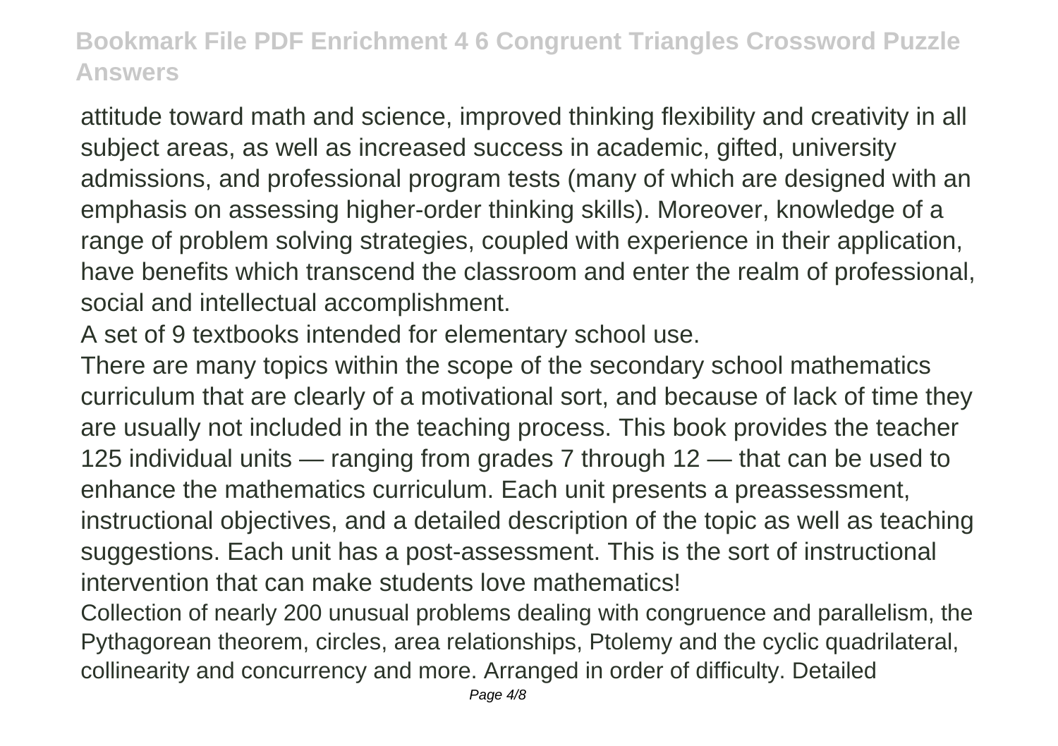attitude toward math and science, improved thinking flexibility and creativity in all subject areas, as well as increased success in academic, gifted, university admissions, and professional program tests (many of which are designed with an emphasis on assessing higher-order thinking skills). Moreover, knowledge of a range of problem solving strategies, coupled with experience in their application, have benefits which transcend the classroom and enter the realm of professional, social and intellectual accomplishment.

A set of 9 textbooks intended for elementary school use.

There are many topics within the scope of the secondary school mathematics curriculum that are clearly of a motivational sort, and because of lack of time they are usually not included in the teaching process. This book provides the teacher 125 individual units — ranging from grades 7 through 12 — that can be used to enhance the mathematics curriculum. Each unit presents a preassessment, instructional objectives, and a detailed description of the topic as well as teaching suggestions. Each unit has a post-assessment. This is the sort of instructional intervention that can make students love mathematics!

Collection of nearly 200 unusual problems dealing with congruence and parallelism, the Pythagorean theorem, circles, area relationships, Ptolemy and the cyclic quadrilateral, collinearity and concurrency and more. Arranged in order of difficulty. Detailed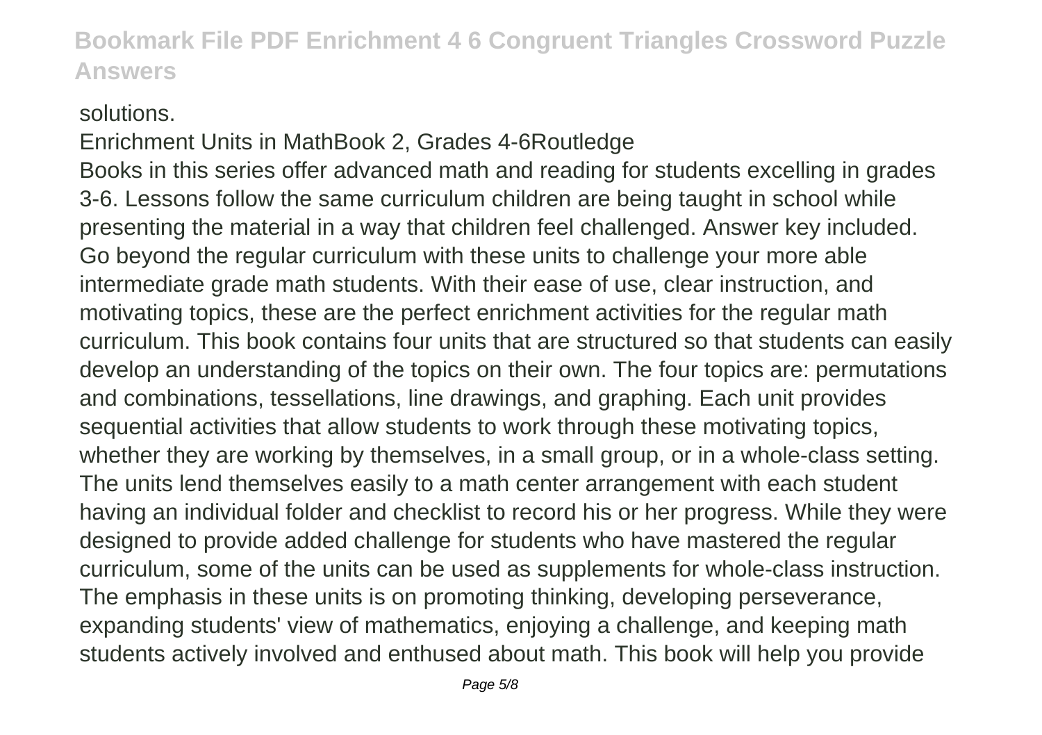solutions.

Enrichment Units in MathBook 2, Grades 4-6Routledge

Books in this series offer advanced math and reading for students excelling in grades 3-6. Lessons follow the same curriculum children are being taught in school while presenting the material in a way that children feel challenged. Answer key included. Go beyond the regular curriculum with these units to challenge your more able intermediate grade math students. With their ease of use, clear instruction, and motivating topics, these are the perfect enrichment activities for the regular math curriculum. This book contains four units that are structured so that students can easily develop an understanding of the topics on their own. The four topics are: permutations and combinations, tessellations, line drawings, and graphing. Each unit provides sequential activities that allow students to work through these motivating topics, whether they are working by themselves, in a small group, or in a whole-class setting. The units lend themselves easily to a math center arrangement with each student having an individual folder and checklist to record his or her progress. While they were designed to provide added challenge for students who have mastered the regular curriculum, some of the units can be used as supplements for whole-class instruction. The emphasis in these units is on promoting thinking, developing perseverance, expanding students' view of mathematics, enjoying a challenge, and keeping math students actively involved and enthused about math. This book will help you provide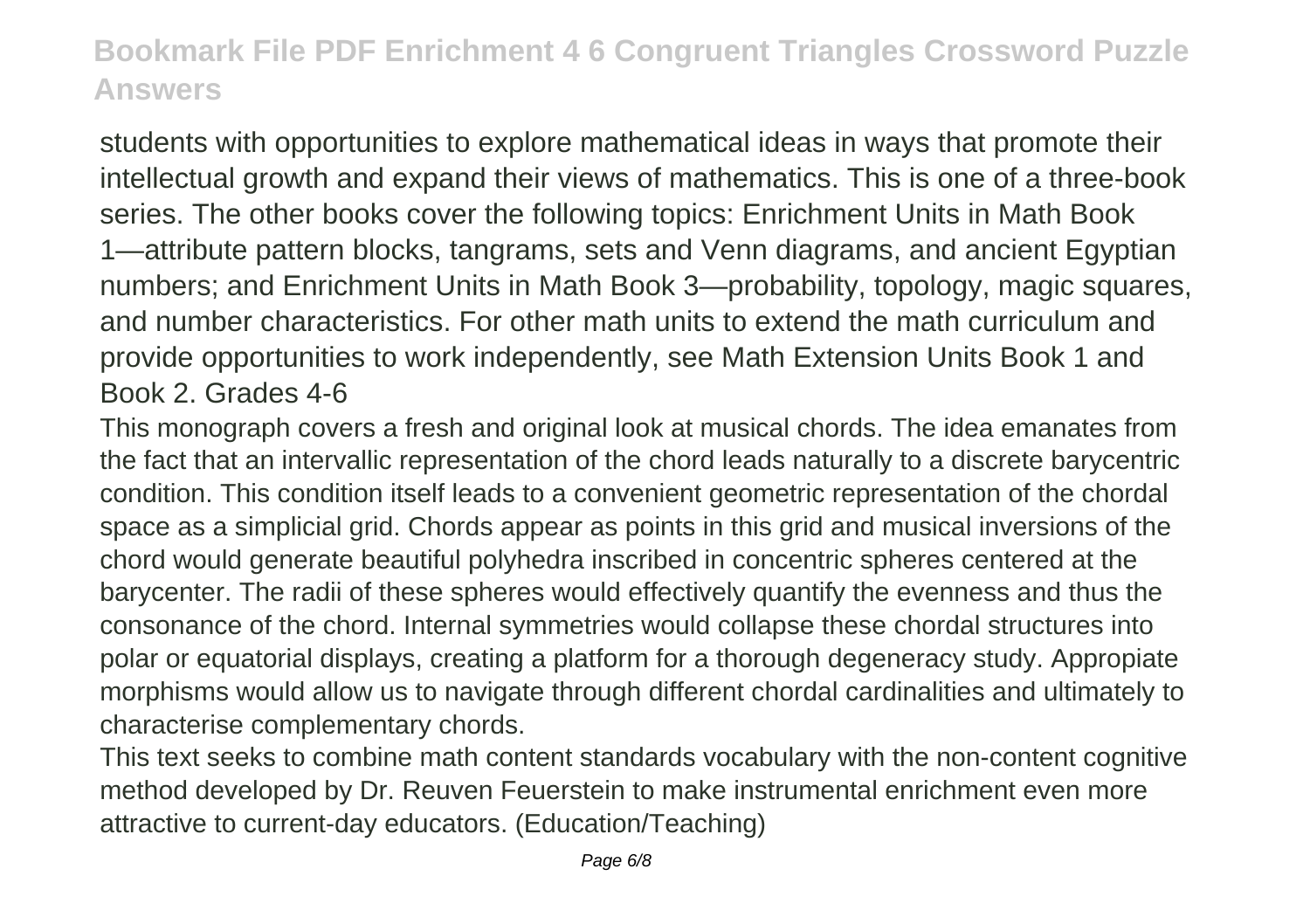students with opportunities to explore mathematical ideas in ways that promote their intellectual growth and expand their views of mathematics. This is one of a three-book series. The other books cover the following topics: Enrichment Units in Math Book 1—attribute pattern blocks, tangrams, sets and Venn diagrams, and ancient Egyptian numbers; and Enrichment Units in Math Book 3—probability, topology, magic squares, and number characteristics. For other math units to extend the math curriculum and provide opportunities to work independently, see Math Extension Units Book 1 and Book 2. Grades 4-6

This monograph covers a fresh and original look at musical chords. The idea emanates from the fact that an intervallic representation of the chord leads naturally to a discrete barycentric condition. This condition itself leads to a convenient geometric representation of the chordal space as a simplicial grid. Chords appear as points in this grid and musical inversions of the chord would generate beautiful polyhedra inscribed in concentric spheres centered at the barycenter. The radii of these spheres would effectively quantify the evenness and thus the consonance of the chord. Internal symmetries would collapse these chordal structures into polar or equatorial displays, creating a platform for a thorough degeneracy study. Appropiate morphisms would allow us to navigate through different chordal cardinalities and ultimately to characterise complementary chords.

This text seeks to combine math content standards vocabulary with the non-content cognitive method developed by Dr. Reuven Feuerstein to make instrumental enrichment even more attractive to current-day educators. (Education/Teaching)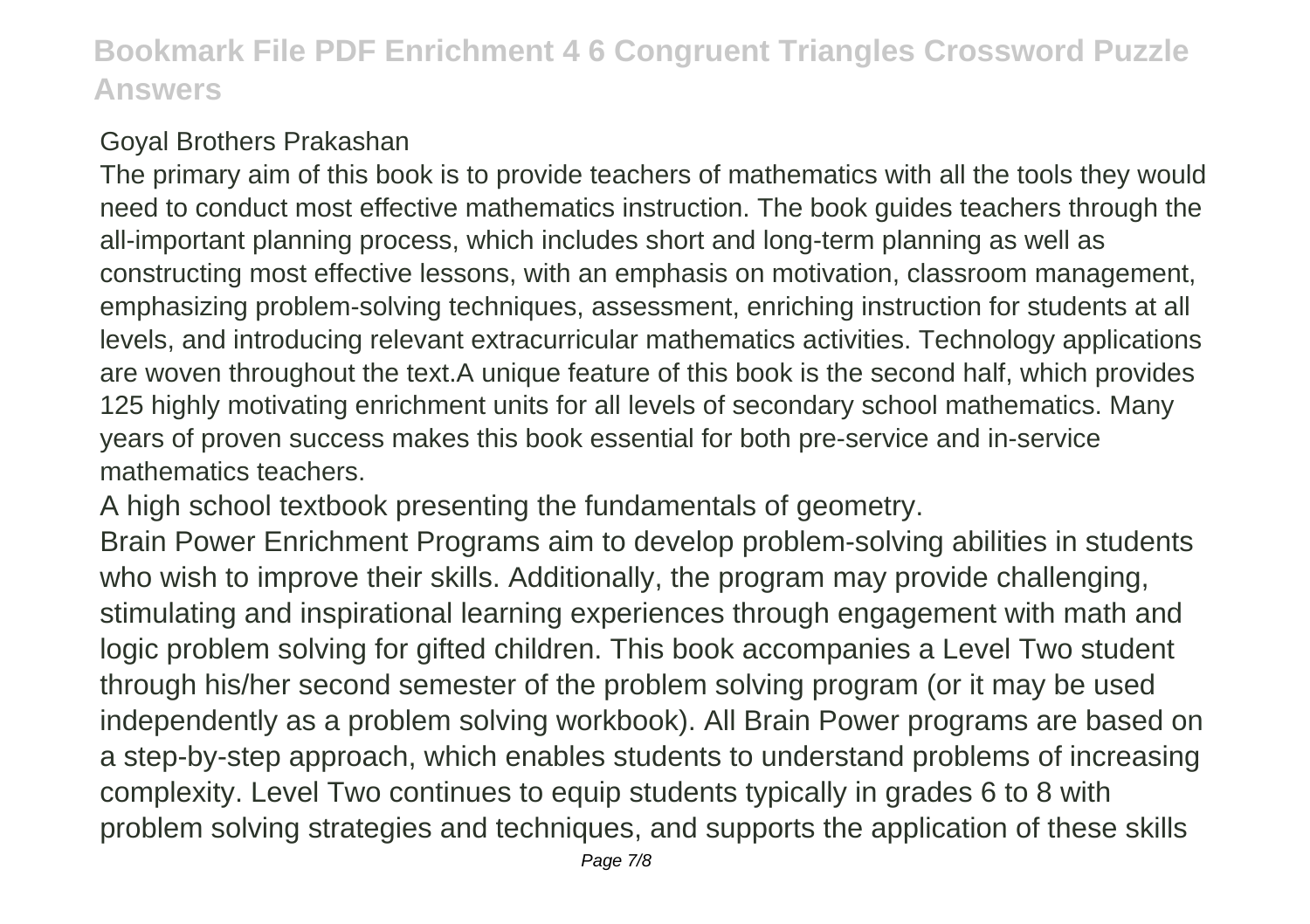Goyal Brothers Prakashan

The primary aim of this book is to provide teachers of mathematics with all the tools they would need to conduct most effective mathematics instruction. The book guides teachers through the all-important planning process, which includes short and long-term planning as well as constructing most effective lessons, with an emphasis on motivation, classroom management, emphasizing problem-solving techniques, assessment, enriching instruction for students at all levels, and introducing relevant extracurricular mathematics activities. Technology applications are woven throughout the text.A unique feature of this book is the second half, which provides 125 highly motivating enrichment units for all levels of secondary school mathematics. Many years of proven success makes this book essential for both pre-service and in-service mathematics teachers.

A high school textbook presenting the fundamentals of geometry.

Brain Power Enrichment Programs aim to develop problem-solving abilities in students who wish to improve their skills. Additionally, the program may provide challenging, stimulating and inspirational learning experiences through engagement with math and logic problem solving for gifted children. This book accompanies a Level Two student through his/her second semester of the problem solving program (or it may be used independently as a problem solving workbook). All Brain Power programs are based on a step-by-step approach, which enables students to understand problems of increasing complexity. Level Two continues to equip students typically in grades 6 to 8 with problem solving strategies and techniques, and supports the application of these skills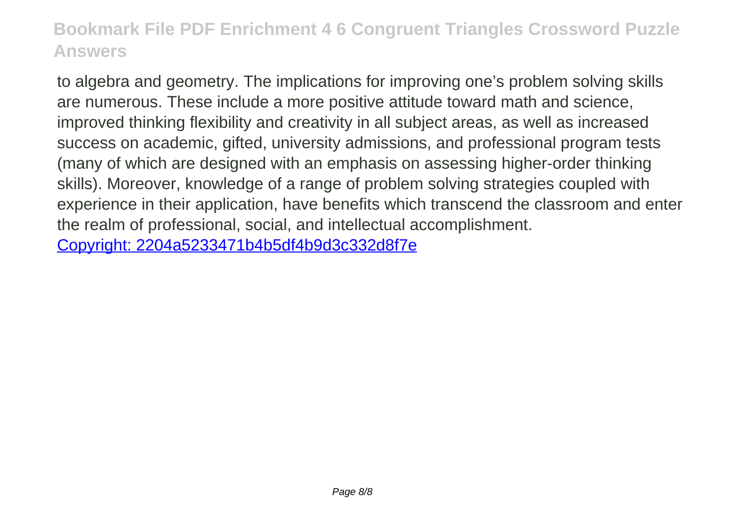to algebra and geometry. The implications for improving one's problem solving skills are numerous. These include a more positive attitude toward math and science, improved thinking flexibility and creativity in all subject areas, as well as increased success on academic, gifted, university admissions, and professional program tests (many of which are designed with an emphasis on assessing higher-order thinking skills). Moreover, knowledge of a range of problem solving strategies coupled with experience in their application, have benefits which transcend the classroom and enter the realm of professional, social, and intellectual accomplishment.

Copyright: 2204a5233471b4b5df4b9d3c332d8f7e